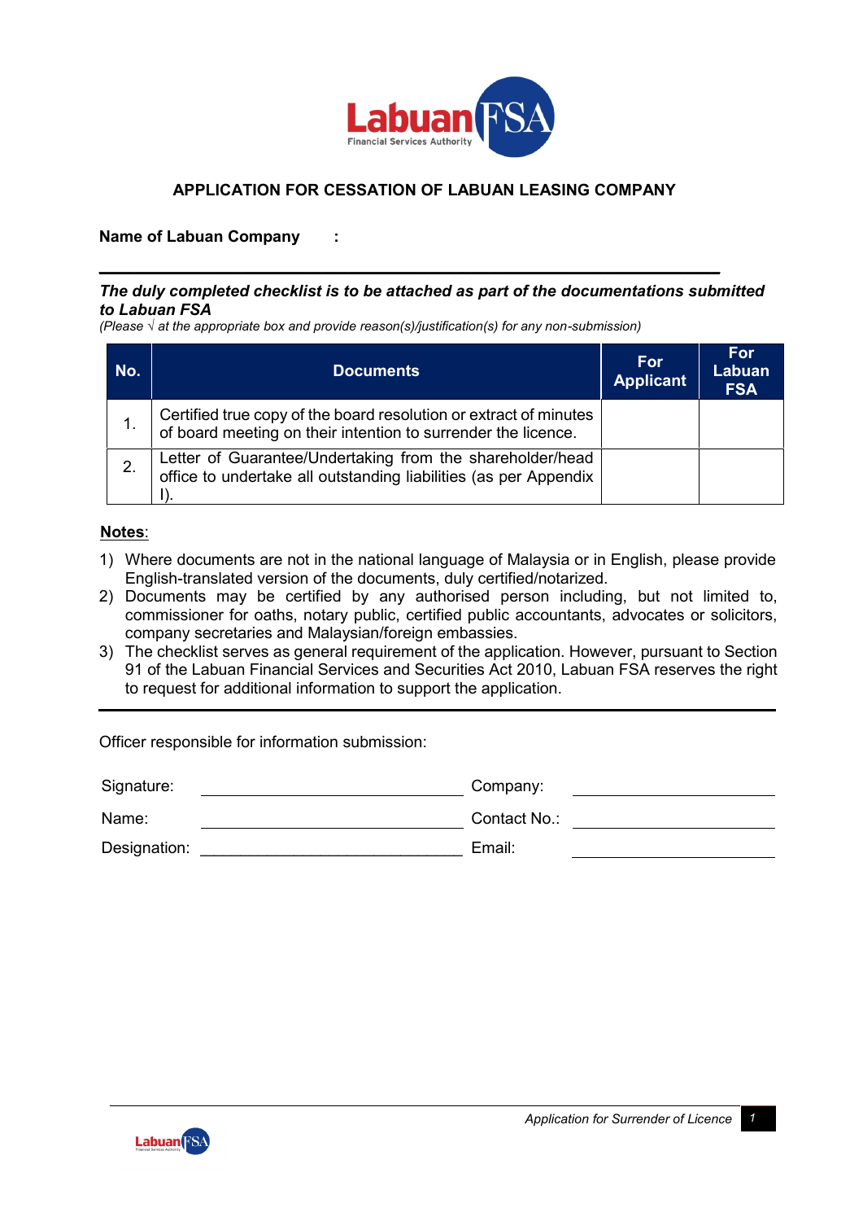# APPLICATION FOR CESSATION OF LABUAN LEASING COMPANY

**Name of Labuan Company :**

***The duly completed checklist is to be attached as part of the documentations submitted to Labuan FSA***

*(Please √ at the appropriate box and provide reason(s)/justification(s) for any non-submission)*

| No. | Documents | For Applicant | For Labuan FSA |
|---|---|---|---|
| 1. | Certified true copy of the board resolution or extract of minutes of board meeting on their intention to surrender the licence. | | |
| 2. | Letter of Guarantee/Undertaking from the shareholder/head office to undertake all outstanding liabilities (as per Appendix I). | | |

**<u>Notes</u>**:

1) Where documents are not in the national language of Malaysia or in English, please provide English-translated version of the documents, duly certified/notarized.
2) Documents may be certified by any authorised person including, but not limited to, commissioner for oaths, notary public, certified public accountants, advocates or solicitors, company secretaries and Malaysian/foreign embassies.
3) The checklist serves as general requirement of the application. However, pursuant to Section 91 of the Labuan Financial Services and Securities Act 2010, Labuan FSA reserves the right to request for additional information to support the application.

---

Officer responsible for information submission:

| | | | |
|---|---|---|---|
| Signature: | ______________________ | Company: | ______________________ |
| Name: | ______________________ | Contact No.: | ______________________ |
| Designation: | ______________________ | Email: | ______________________ |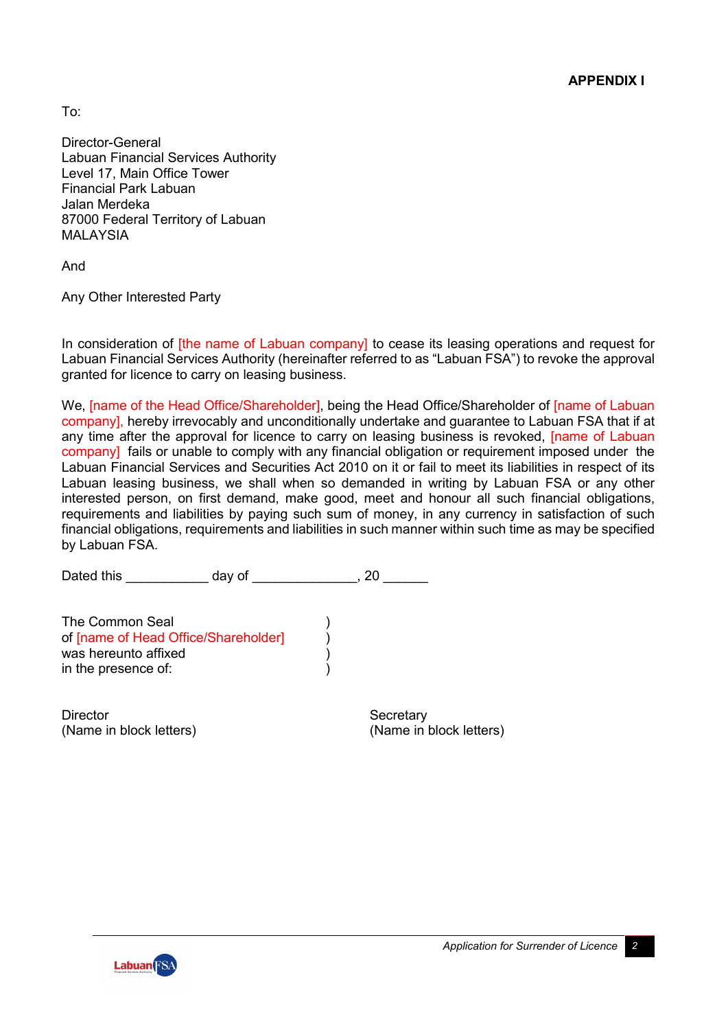**APPENDIX I**

To:

Director-General
Labuan Financial Services Authority
Level 17, Main Office Tower
Financial Park Labuan
Jalan Merdeka
87000 Federal Territory of Labuan
MALAYSIA

And

Any Other Interested Party

In consideration of [the name of Labuan company] to cease its leasing operations and request for Labuan Financial Services Authority (hereinafter referred to as "Labuan FSA") to revoke the approval granted for licence to carry on leasing business.

We, [name of the Head Office/Shareholder], being the Head Office/Shareholder of [name of Labuan company], hereby irrevocably and unconditionally undertake and guarantee to Labuan FSA that if at any time after the approval for licence to carry on leasing business is revoked, [name of Labuan company] fails or unable to comply with any financial obligation or requirement imposed under the Labuan Financial Services and Securities Act 2010 on it or fail to meet its liabilities in respect of its Labuan leasing business, we shall when so demanded in writing by Labuan FSA or any other interested person, on first demand, make good, meet and honour all such financial obligations, requirements and liabilities by paying such sum of money, in any currency in satisfaction of such financial obligations, requirements and liabilities in such manner within such time as may be specified by Labuan FSA.

Dated this ___________ day of ______________, 20 ______

The Common Seal )
of [name of Head Office/Shareholder] )
was hereunto affixed )
in the presence of: )

Director
(Name in block letters)

Secretary
(Name in block letters)